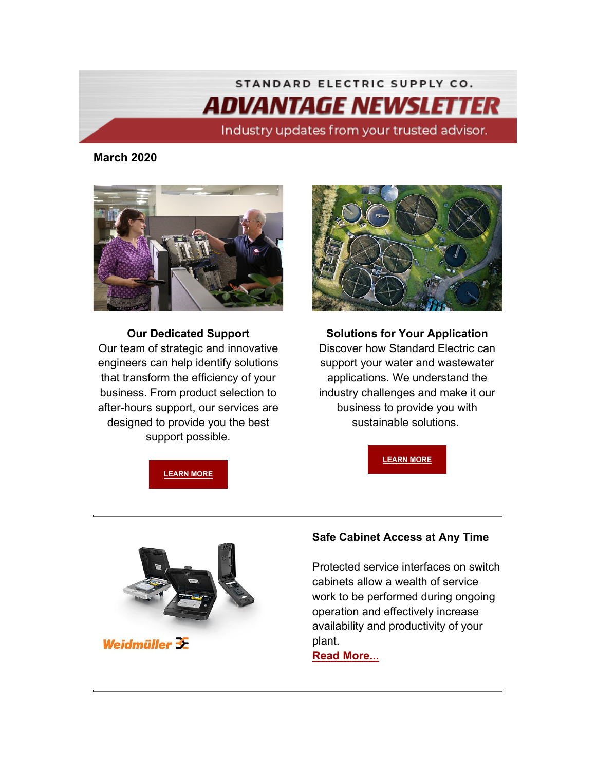STANDARD ELECTRIC SUPPLY CO.

# ADVANTAGE NEWSLETTER

Industry updates from your trusted advisor.

**March 2020**

**Our Dedicated Support**

Our team of strategic and innovative engineers can help identify solutions that transform the efficiency of your business. From product selection to after-hours support, our services are designed to provide you the best support possible.

**LEARN MORE**

**Solutions for Your Application**

Discover how Standard Electric can support your water and wastewater applications. We understand the industry challenges and make it our business to provide you with sustainable solutions.

**LEARN MORE**

---

Weidmüller

**Safe Cabinet Access at Any Time**

Protected service interfaces on switch cabinets allow a wealth of service work to be performed during ongoing operation and effectively increase availability and productivity of your plant.

**Read More...**

---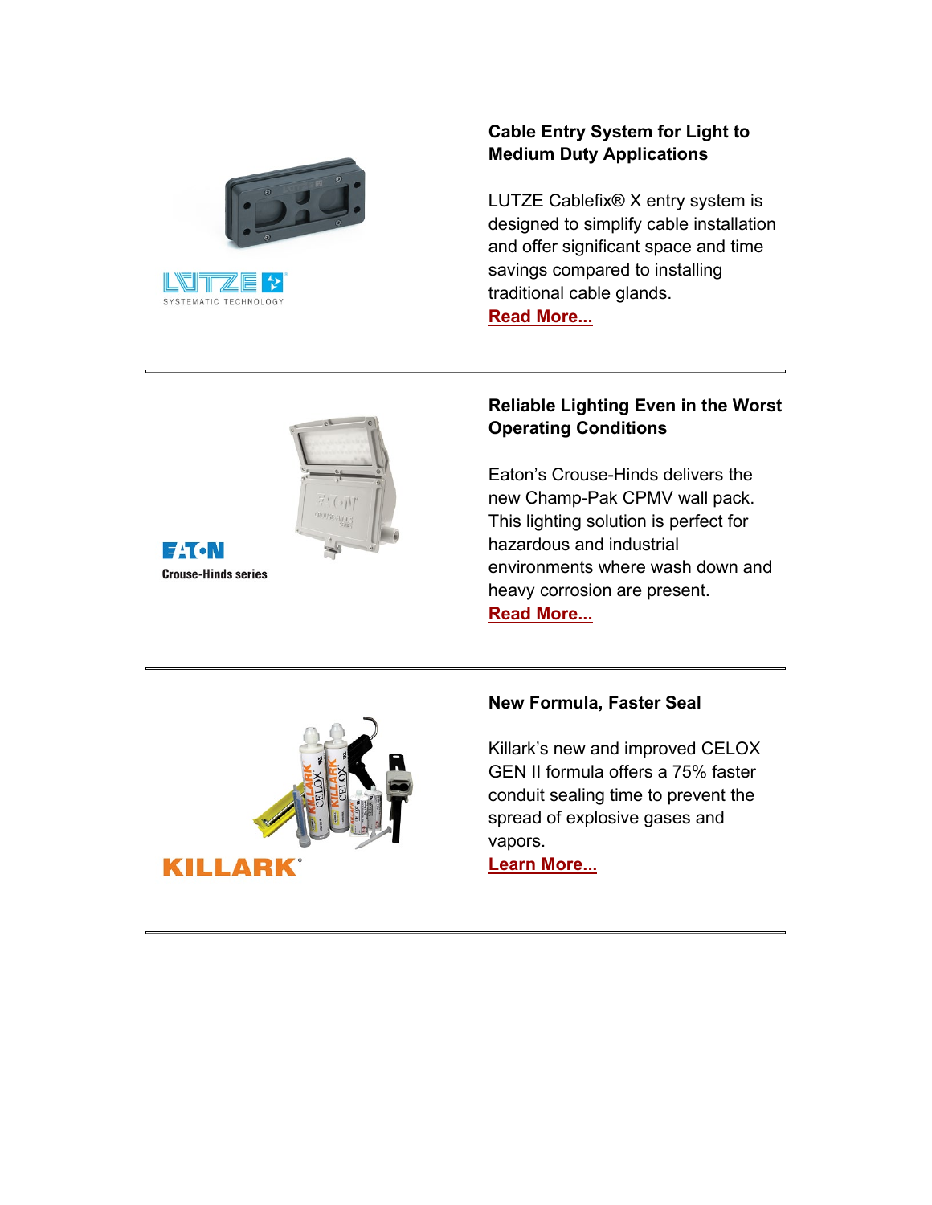### Cable Entry System for Light to Medium Duty Applications

LUTZE Cablefix® X entry system is designed to simplify cable installation and offer significant space and time savings compared to installing traditional cable glands.
Read More...

---

### Reliable Lighting Even in the Worst Operating Conditions

Eaton's Crouse-Hinds delivers the new Champ-Pak CPMV wall pack. This lighting solution is perfect for hazardous and industrial environments where wash down and heavy corrosion are present.
Read More...

---

### New Formula, Faster Seal

Killark's new and improved CELOX GEN II formula offers a 75% faster conduit sealing time to prevent the spread of explosive gases and vapors.
Learn More...

---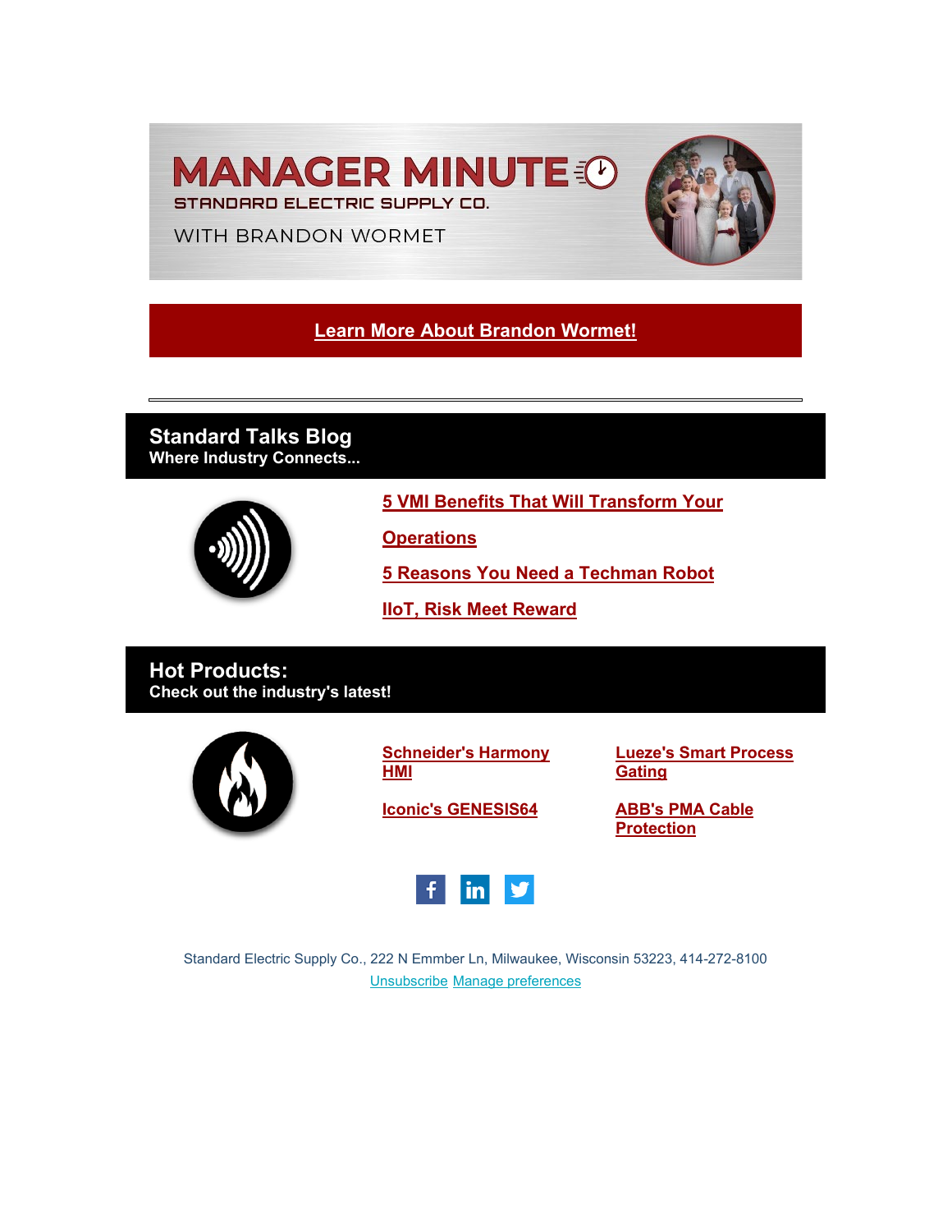# MANAGER MINUTE

STANDARD ELECTRIC SUPPLY CO.

WITH BRANDON WORMET

**Learn More About Brandon Wormet!**

---

## Standard Talks Blog

**Where Industry Connects...**

**5 VMI Benefits That Will Transform Your Operations**

**5 Reasons You Need a Techman Robot**

**IIoT, Risk Meet Reward**

## Hot Products:

**Check out the industry's latest!**

**Schneider's Harmony HMI**

**Lueze's Smart Process Gating**

**Iconic's GENESIS64**

**ABB's PMA Cable Protection**

Standard Electric Supply Co., 222 N Emmber Ln, Milwaukee, Wisconsin 53223, 414-272-8100

Unsubscribe Manage preferences